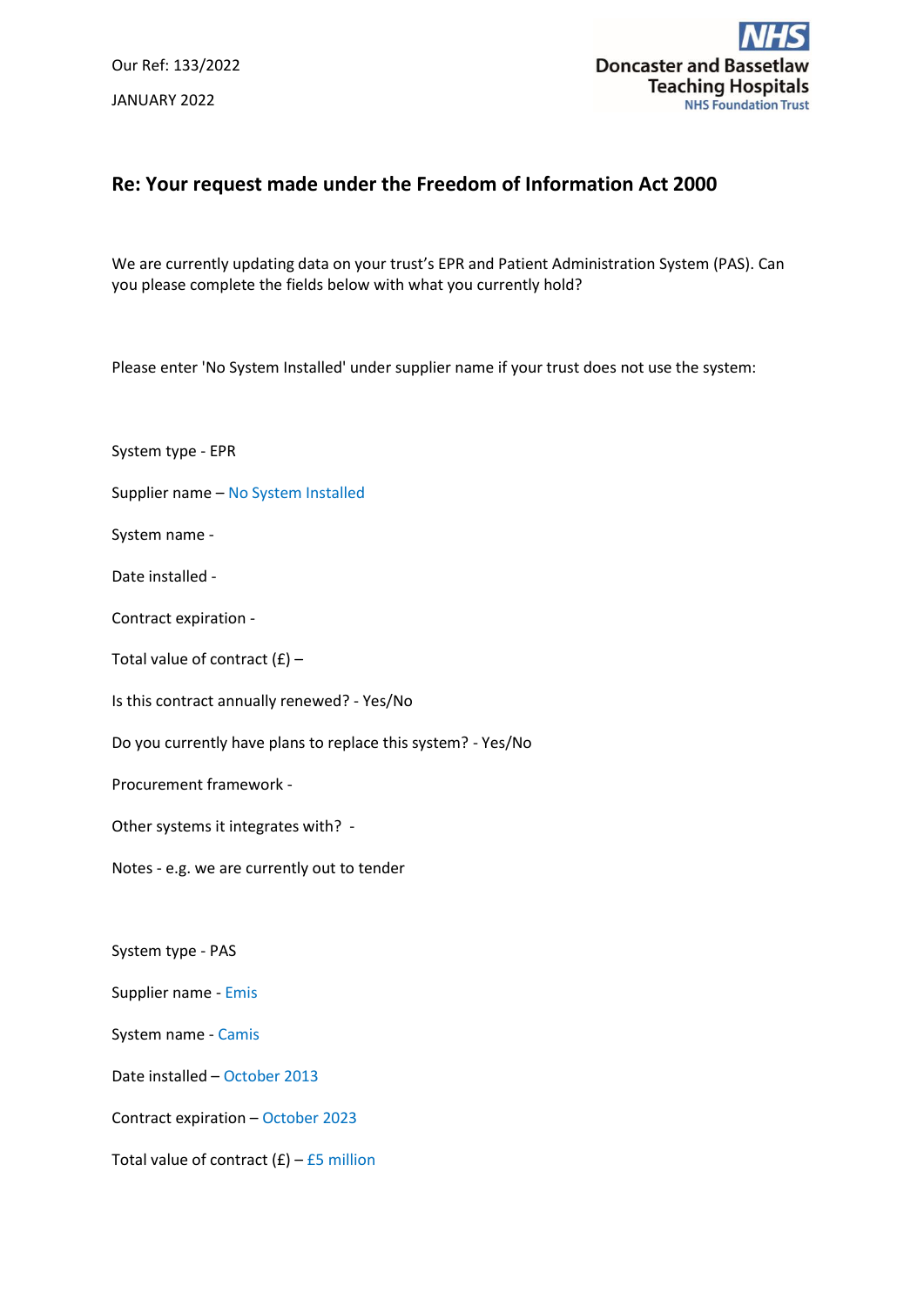Our Ref: 133/2022

JANUARY 2022

Doncaster and Bassetlaw Teaching Hospitals NHS Foundation Trust

## Re: Your request made under the Freedom of Information Act 2000

We are currently updating data on your trust's EPR and Patient Administration System (PAS). Can you please complete the fields below with what you currently hold?

Please enter 'No System Installed' under supplier name if your trust does not use the system:

System type - EPR

Supplier name – No System Installed

System name -

Date installed -

Contract expiration -

Total value of contract (£) –

Is this contract annually renewed? - Yes/No

Do you currently have plans to replace this system? - Yes/No

Procurement framework -

Other systems it integrates with? -

Notes - e.g. we are currently out to tender

System type - PAS

Supplier name - Emis

System name - Camis

Date installed – October 2013

Contract expiration – October 2023

Total value of contract (£) – £5 million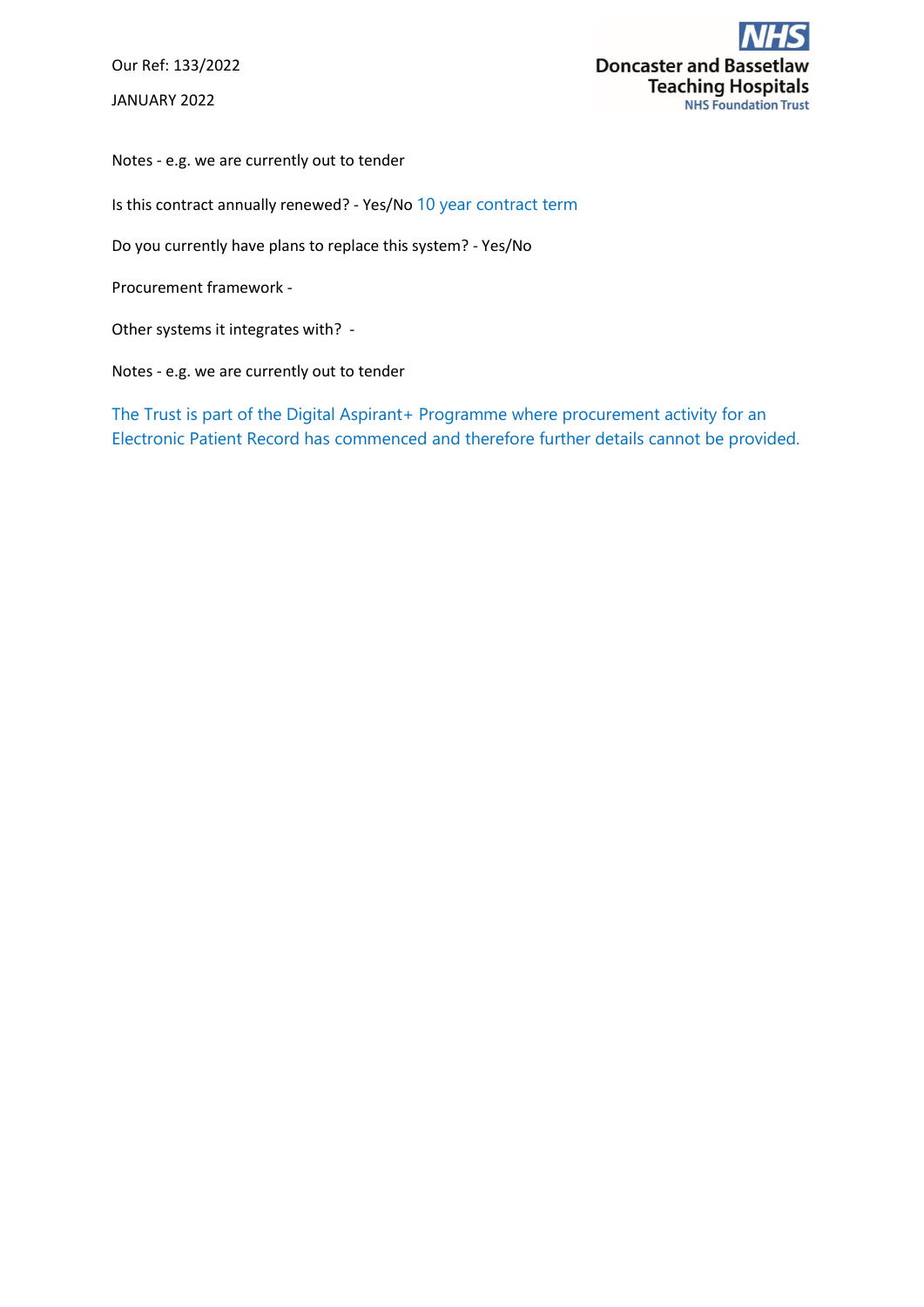Our Ref: 133/2022

JANUARY 2022

Notes - e.g. we are currently out to tender

Is this contract annually renewed? - Yes/No 10 year contract term

Do you currently have plans to replace this system? - Yes/No

Procurement framework -

Other systems it integrates with? -

Notes - e.g. we are currently out to tender

The Trust is part of the Digital Aspirant+ Programme where procurement activity for an Electronic Patient Record has commenced and therefore further details cannot be provided.